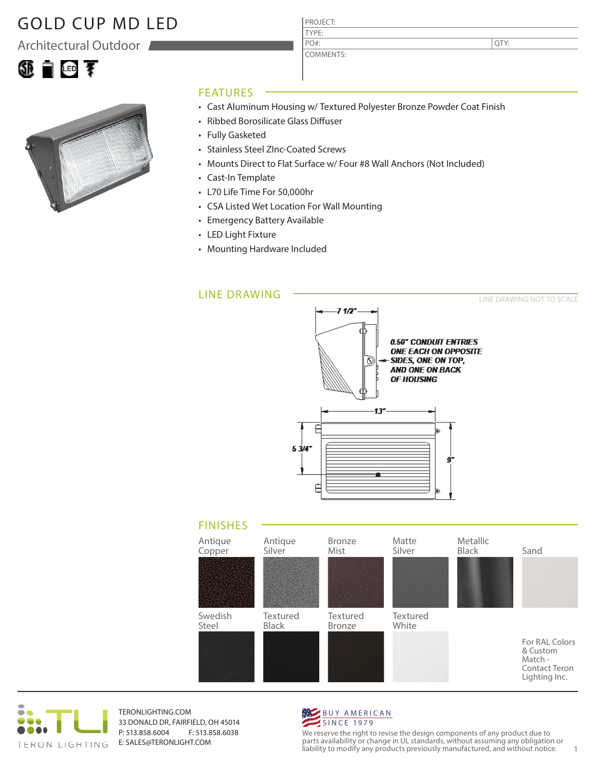# GOLD CUP MD LED

## Architectural Outdoor

| PROJECT: | |
|---|---|
| TYPE: | |
| PO#: | QTY: |
| COMMENTS: | |

## FEATURES

- Cast Aluminum Housing w/ Textured Polyester Bronze Powder Coat Finish
- Ribbed Borosilicate Glass Diffuser
- Fully Gasketed
- Stainless Steel ZInc-Coated Screws
- Mounts Direct to Flat Surface w/ Four #8 Wall Anchors (Not Included)
- Cast-In Template
- L70 Life Time For 50,000hr
- CSA Listed Wet Location For Wall Mounting
- Emergency Battery Available
- LED Light Fixture
- Mounting Hardware Included

## LINE DRAWING

LINE DRAWING NOT TO SCALE

7 1/2"

0.50" CONDUIT ENTRIES ONE EACH ON OPPOSITE SIDES, ONE ON TOP, AND ONE ON BACK OF HOUSING

13"

5 3/4"

9"

## FINISHES

Antique Copper, Antique Silver, Bronze Mist, Matte Silver, Metallic Black, Sand

Swedish Steel, Textured Black, Textured Bronze, Textured White

For RAL Colors & Custom Match - Contact Teron Lighting Inc.

TERON LIGHTING

TERONLIGHTING.COM
33 DONALD DR, FAIRFIELD, OH 45014
P: 513.858.6004 F: 513.858.6038
E: SALES@TERONLIGHT.COM

BUY AMERICAN SINCE 1979

We reserve the right to revise the design components of any product due to parts availability or change in UL standards, without assuming any obligation or liability to modify any products previously manufactured, and without notice.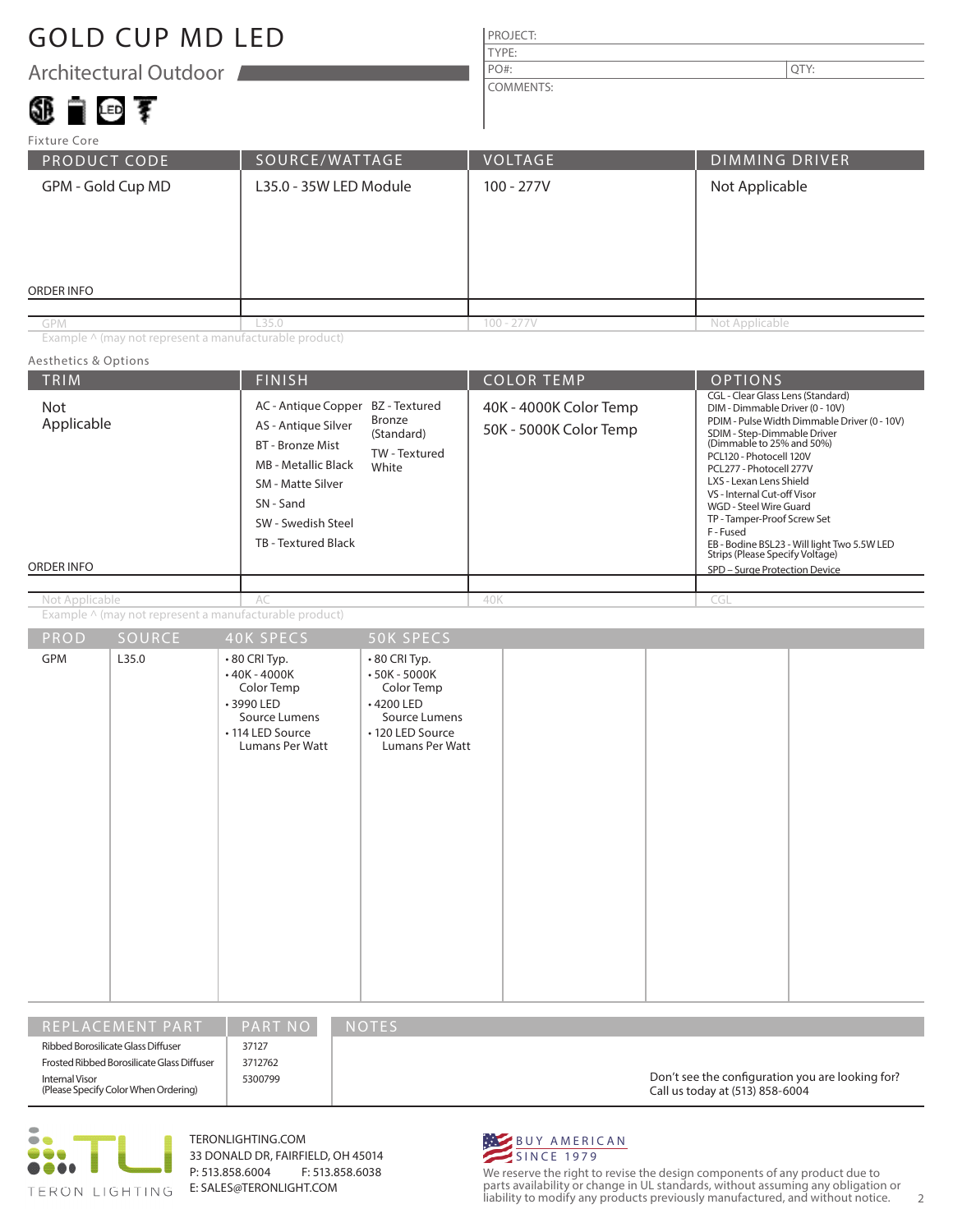# GOLD CUP MD LED

## Architectural Outdoor

| | |
|---|---|
| PROJECT: | |
| TYPE: | |
| PO#: | QTY: |
| COMMENTS: | |

Fixture Core

| PRODUCT CODE | SOURCE/WATTAGE | VOLTAGE | DIMMING DRIVER |
|---|---|---|---|
| GPM - Gold Cup MD | L35.0 - 35W LED Module | 100 - 277V | Not Applicable |
| ORDER INFO | | | |
| GPM | L35.0 | 100 - 277V | Not Applicable |

Example ^ (may not represent a manufacturable product)

Aesthetics & Options

| TRIM | FINISH | COLOR TEMP | OPTIONS |
|---|---|---|---|
| Not Applicable | AC - Antique Copper<br>AS - Antique Silver<br>BT - Bronze Mist<br>MB - Metallic Black<br>SM - Matte Silver<br>SN - Sand<br>SW - Swedish Steel<br>TB - Textured Black<br>BZ - Textured Bronze (Standard)<br>TW - Textured White | 40K - 4000K Color Temp<br>50K - 5000K Color Temp | CGL - Clear Glass Lens (Standard)<br>DIM - Dimmable Driver (0 - 10V)<br>PDIM - Pulse Width Dimmable Driver (0 - 10V)<br>SDIM - Step-Dimmable Driver (Dimmable to 25% and 50%)<br>PCL120 - Photocell 120V<br>PCL277 - Photocell 277V<br>LXS - Lexan Lens Shield<br>VS - Internal Cut-off Visor<br>WGD - Steel Wire Guard<br>TP - Tamper-Proof Screw Set<br>F - Fused<br>EB - Bodine BSL23 - Will light Two 5.5W LED Strips (Please Specify Voltage)<br>SPD – Surge Protection Device |
| ORDER INFO | | | |
| Not Applicable | AC | 40K | CGL |

Example ^ (may not represent a manufacturable product)

| PROD | SOURCE | 40K SPECS | 50K SPECS | | | |
|---|---|---|---|---|---|---|
| GPM | L35.0 | • 80 CRI Typ.<br>• 40K - 4000K Color Temp<br>• 3990 LED Source Lumens<br>• 114 LED Source Lumans Per Watt | • 80 CRI Typ.<br>• 50K - 5000K Color Temp<br>• 4200 LED Source Lumens<br>• 120 LED Source Lumans Per Watt | | | |

| REPLACEMENT PART | PART NO | NOTES |
|---|---|---|
| Ribbed Borosilicate Glass Diffuser | 37127 | |
| Frosted Ribbed Borosilicate Glass Diffuser | 3712762 | |
| Internal Visor (Please Specify Color When Ordering) | 5300799 | Don't see the configuration you are looking for? Call us today at (513) 858-6004 |

TERON LIGHTING

TERONLIGHTING.COM
33 DONALD DR, FAIRFIELD, OH 45014
P: 513.858.6004 F: 513.858.6038
E: SALES@TERONLIGHT.COM

BUY AMERICAN SINCE 1979

We reserve the right to revise the design components of any product due to parts availability or change in UL standards, without assuming any obligation or liability to modify any products previously manufactured, and without notice.